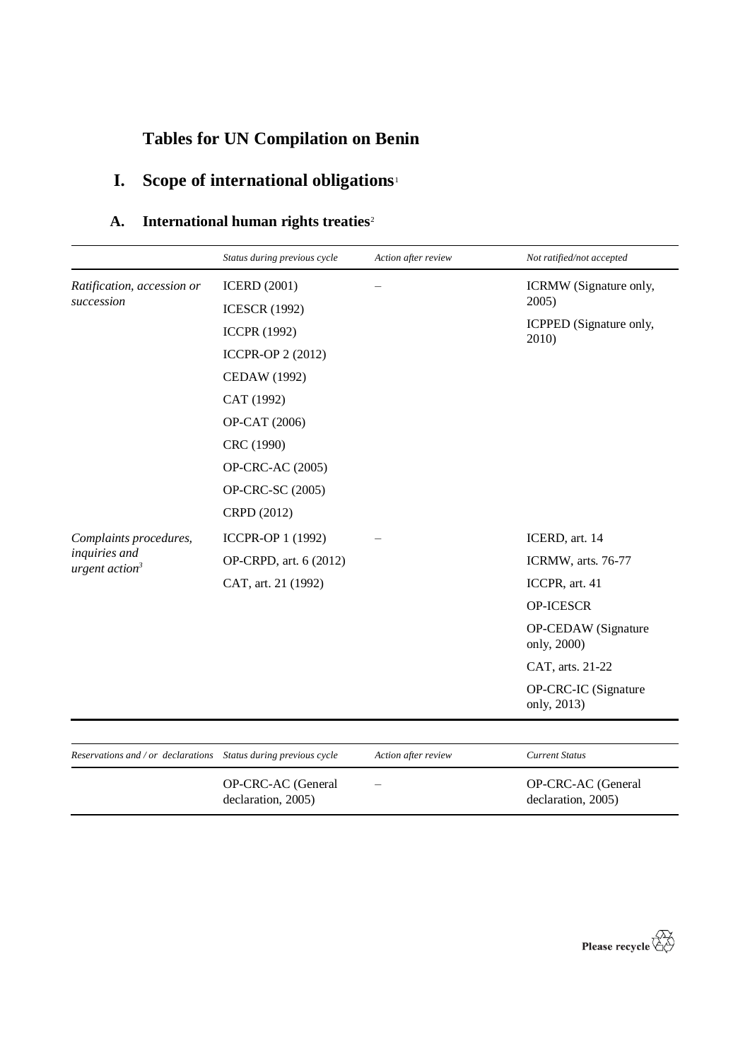# Tables for UN Compilation on Benin

## I. Scope of international obligations[1]

### A. International human rights treaties[2]

| | *Status during previous cycle* | *Action after review* | *Not ratified/not accepted* |
|---|---|---|---|
| *Ratification, accession or succession* | ICERD (2001)<br>ICESCR (1992)<br>ICCPR (1992)<br>ICCPR-OP 2 (2012)<br>CEDAW (1992)<br>CAT (1992)<br>OP-CAT (2006)<br>CRC (1990)<br>OP-CRC-AC (2005)<br>OP-CRC-SC (2005)<br>CRPD (2012) | – | ICRMW (Signature only, 2005)<br>ICPPED (Signature only, 2010) |
| *Complaints procedures, inquiries and urgent action*[3] | ICCPR-OP 1 (1992)<br>OP-CRPD, art. 6 (2012)<br>CAT, art. 21 (1992) | – | ICERD, art. 14<br>ICRMW, arts. 76-77<br>ICCPR, art. 41<br>OP-ICESCR<br>OP-CEDAW (Signature only, 2000)<br>CAT, arts. 21-22<br>OP-CRC-IC (Signature only, 2013) |

| *Reservations and / or declarations* | *Status during previous cycle* | *Action after review* | *Current Status* |
|---|---|---|---|
| | OP-CRC-AC (General declaration, 2005) | – | OP-CRC-AC (General declaration, 2005) |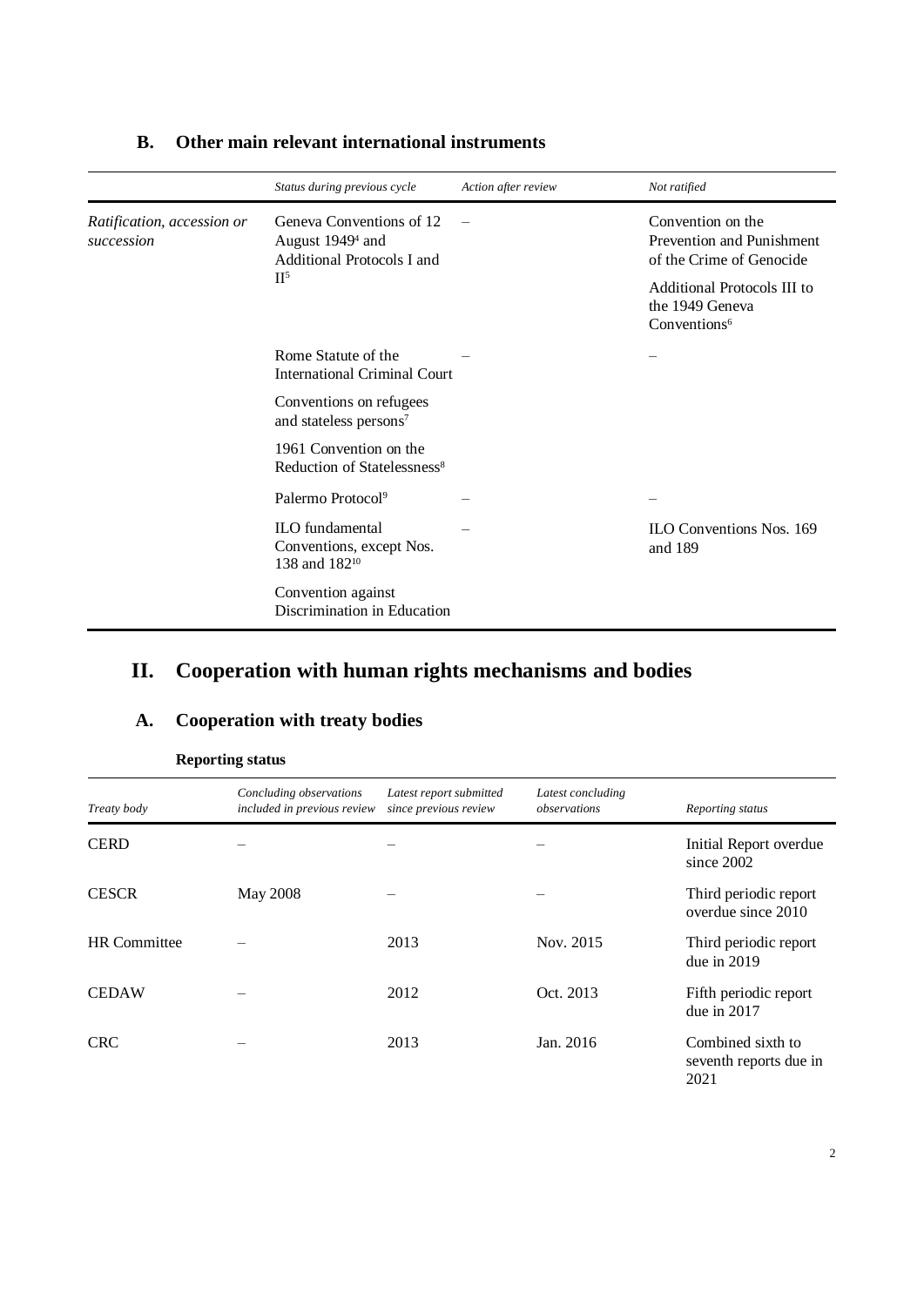## B. Other main relevant international instruments

| | *Status during previous cycle* | *Action after review* | *Not ratified* |
|---|---|---|---|
| *Ratification, accession or succession* | Geneva Conventions of 12 August 1949[4] and Additional Protocols I and II[5] | – | Convention on the Prevention and Punishment of the Crime of Genocide<br><br>Additional Protocols III to the 1949 Geneva Conventions[6] |
| | Rome Statute of the International Criminal Court<br><br>Conventions on refugees and stateless persons[7]<br><br>1961 Convention on the Reduction of Statelessness[8] | – | – |
| | Palermo Protocol[9] | – | – |
| | ILO fundamental Conventions, except Nos. 138 and 182[10]<br><br>Convention against Discrimination in Education | – | ILO Conventions Nos. 169 and 189 |

# II. Cooperation with human rights mechanisms and bodies

## A. Cooperation with treaty bodies

### Reporting status

| *Treaty body* | *Concluding observations included in previous review* | *Latest report submitted since previous review* | *Latest concluding observations* | *Reporting status* |
|---|---|---|---|---|
| CERD | – | – | – | Initial Report overdue since 2002 |
| CESCR | May 2008 | – | – | Third periodic report overdue since 2010 |
| HR Committee | – | 2013 | Nov. 2015 | Third periodic report due in 2019 |
| CEDAW | – | 2012 | Oct. 2013 | Fifth periodic report due in 2017 |
| CRC | – | 2013 | Jan. 2016 | Combined sixth to seventh reports due in 2021 |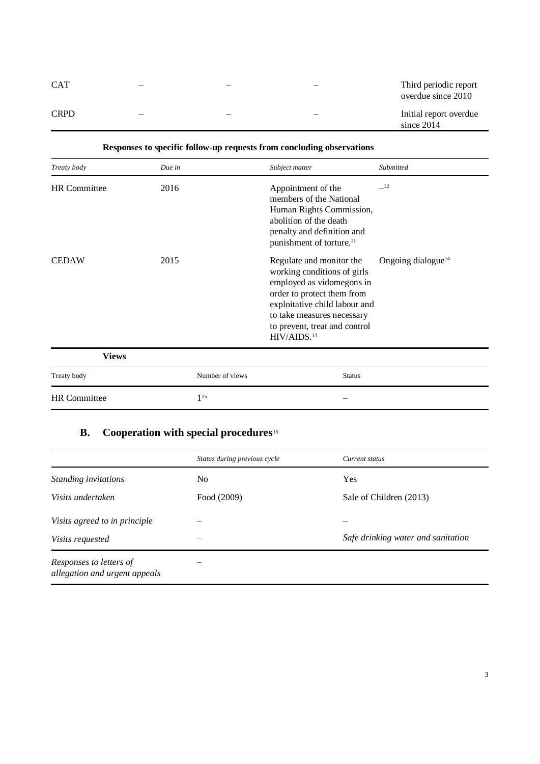| | | | | |
|---|---|---|---|---|
| CAT | – | – | – | Third periodic report overdue since 2010 |
| CRPD | – | – | – | Initial report overdue since 2014 |

**Responses to specific follow-up requests from concluding observations**

| *Treaty body* | *Due in* | *Subject matter* | *Submitted* |
|---|---|---|---|
| HR Committee | 2016 | Appointment of the members of the National Human Rights Commission, abolition of the death penalty and definition and punishment of torture.[11] | –[12] |
| CEDAW | 2015 | Regulate and monitor the working conditions of girls employed as vidomegons in order to protect them from exploitative child labour and to take measures necessary to prevent, treat and control HIV/AIDS.[13] | Ongoing dialogue[14] |

**Views**

| Treaty body | Number of views | Status |
|---|---|---|
| HR Committee | 1[15] | – |

## B. Cooperation with special procedures[16]

| | *Status during previous cycle* | *Current status* |
|---|---|---|
| *Standing invitations* | No | Yes |
| *Visits undertaken* | Food (2009) | Sale of Children (2013) |
| *Visits agreed to in principle* | – | – |
| *Visits requested* | – | *Safe drinking water and sanitation* |
| *Responses to letters of allegation and urgent appeals* | – | |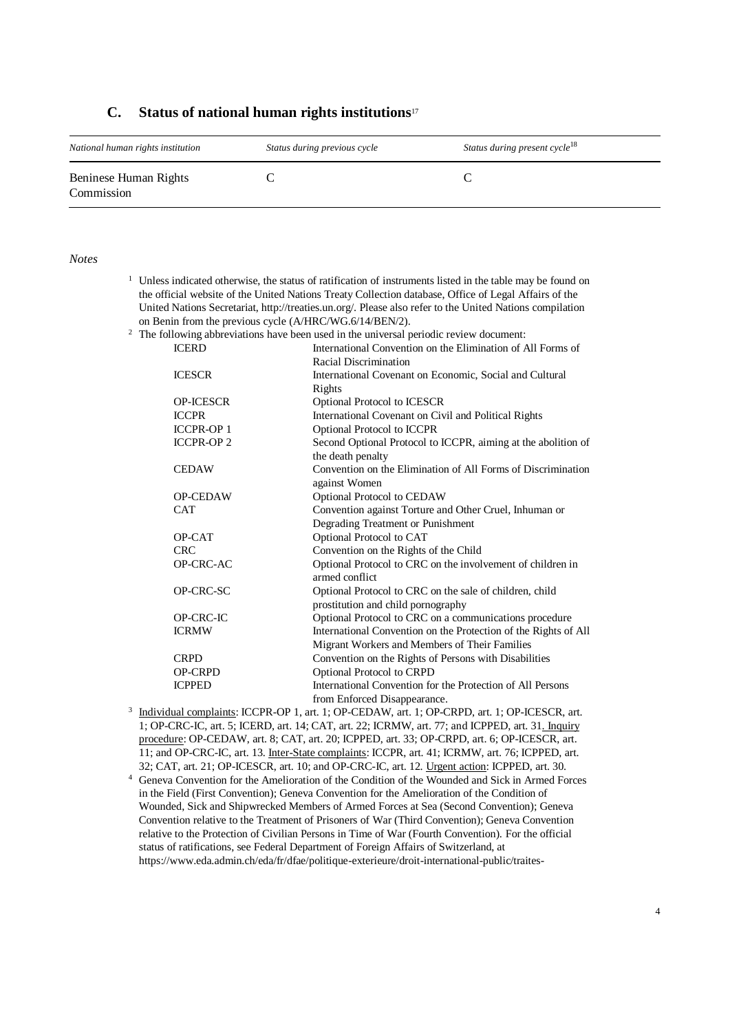## C. Status of national human rights institutions[17]

| *National human rights institution* | *Status during previous cycle* | *Status during present cycle*[18] |
|---|---|---|
| Beninese Human Rights Commission | C | C |

*Notes*

[1] Unless indicated otherwise, the status of ratification of instruments listed in the table may be found on the official website of the United Nations Treaty Collection database, Office of Legal Affairs of the United Nations Secretariat, http://treaties.un.org/. Please also refer to the United Nations compilation on Benin from the previous cycle (A/HRC/WG.6/14/BEN/2).

[2] The following abbreviations have been used in the universal periodic review document:

| | |
|---|---|
| ICERD | International Convention on the Elimination of All Forms of Racial Discrimination |
| ICESCR | International Covenant on Economic, Social and Cultural Rights |
| OP-ICESCR | Optional Protocol to ICESCR |
| ICCPR | International Covenant on Civil and Political Rights |
| ICCPR-OP 1 | Optional Protocol to ICCPR |
| ICCPR-OP 2 | Second Optional Protocol to ICCPR, aiming at the abolition of the death penalty |
| CEDAW | Convention on the Elimination of All Forms of Discrimination against Women |
| OP-CEDAW | Optional Protocol to CEDAW |
| CAT | Convention against Torture and Other Cruel, Inhuman or Degrading Treatment or Punishment |
| OP-CAT | Optional Protocol to CAT |
| CRC | Convention on the Rights of the Child |
| OP-CRC-AC | Optional Protocol to CRC on the involvement of children in armed conflict |
| OP-CRC-SC | Optional Protocol to CRC on the sale of children, child prostitution and child pornography |
| OP-CRC-IC | Optional Protocol to CRC on a communications procedure |
| ICRMW | International Convention on the Protection of the Rights of All Migrant Workers and Members of Their Families |
| CRPD | Convention on the Rights of Persons with Disabilities |
| OP-CRPD | Optional Protocol to CRPD |
| ICPPED | International Convention for the Protection of All Persons from Enforced Disappearance. |

[3] Individual complaints: ICCPR-OP 1, art. 1; OP-CEDAW, art. 1; OP-CRPD, art. 1; OP-ICESCR, art. 1; OP-CRC-IC, art. 5; ICERD, art. 14; CAT, art. 22; ICRMW, art. 77; and ICPPED, art. 31. Inquiry procedure: OP-CEDAW, art. 8; CAT, art. 20; ICPPED, art. 33; OP-CRPD, art. 6; OP-ICESCR, art. 11; and OP-CRC-IC, art. 13. Inter-State complaints: ICCPR, art. 41; ICRMW, art. 76; ICPPED, art. 32; CAT, art. 21; OP-ICESCR, art. 10; and OP-CRC-IC, art. 12. Urgent action: ICPPED, art. 30.

[4] Geneva Convention for the Amelioration of the Condition of the Wounded and Sick in Armed Forces in the Field (First Convention); Geneva Convention for the Amelioration of the Condition of Wounded, Sick and Shipwrecked Members of Armed Forces at Sea (Second Convention); Geneva Convention relative to the Treatment of Prisoners of War (Third Convention); Geneva Convention relative to the Protection of Civilian Persons in Time of War (Fourth Convention). For the official status of ratifications, see Federal Department of Foreign Affairs of Switzerland, at https://www.eda.admin.ch/eda/fr/dfae/politique-exterieure/droit-international-public/traites-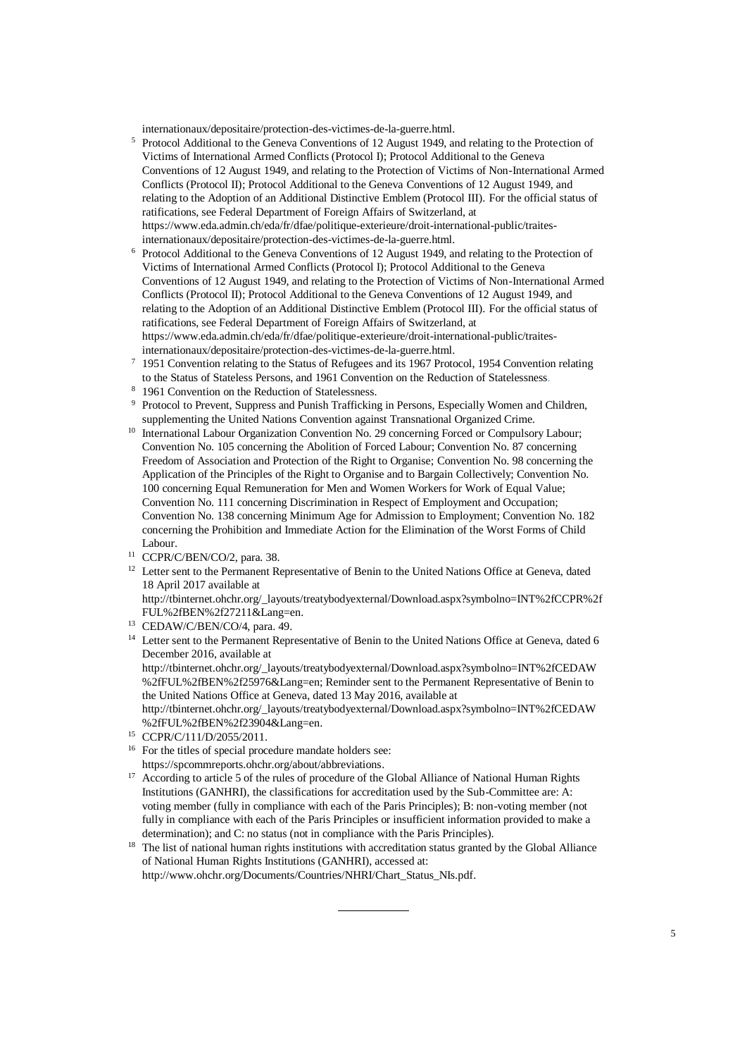internationaux/depositaire/protection-des-victimes-de-la-guerre.html.

[5] Protocol Additional to the Geneva Conventions of 12 August 1949, and relating to the Protection of Victims of International Armed Conflicts (Protocol I); Protocol Additional to the Geneva Conventions of 12 August 1949, and relating to the Protection of Victims of Non-International Armed Conflicts (Protocol II); Protocol Additional to the Geneva Conventions of 12 August 1949, and relating to the Adoption of an Additional Distinctive Emblem (Protocol III). For the official status of ratifications, see Federal Department of Foreign Affairs of Switzerland, at https://www.eda.admin.ch/eda/fr/dfae/politique-exterieure/droit-international-public/traites-internationaux/depositaire/protection-des-victimes-de-la-guerre.html.

[6] Protocol Additional to the Geneva Conventions of 12 August 1949, and relating to the Protection of Victims of International Armed Conflicts (Protocol I); Protocol Additional to the Geneva Conventions of 12 August 1949, and relating to the Protection of Victims of Non-International Armed Conflicts (Protocol II); Protocol Additional to the Geneva Conventions of 12 August 1949, and relating to the Adoption of an Additional Distinctive Emblem (Protocol III). For the official status of ratifications, see Federal Department of Foreign Affairs of Switzerland, at https://www.eda.admin.ch/eda/fr/dfae/politique-exterieure/droit-international-public/traites-internationaux/depositaire/protection-des-victimes-de-la-guerre.html.

[7] 1951 Convention relating to the Status of Refugees and its 1967 Protocol, 1954 Convention relating to the Status of Stateless Persons, and 1961 Convention on the Reduction of Statelessness.

[8] 1961 Convention on the Reduction of Statelessness.

[9] Protocol to Prevent, Suppress and Punish Trafficking in Persons, Especially Women and Children, supplementing the United Nations Convention against Transnational Organized Crime.

[10] International Labour Organization Convention No. 29 concerning Forced or Compulsory Labour; Convention No. 105 concerning the Abolition of Forced Labour; Convention No. 87 concerning Freedom of Association and Protection of the Right to Organise; Convention No. 98 concerning the Application of the Principles of the Right to Organise and to Bargain Collectively; Convention No. 100 concerning Equal Remuneration for Men and Women Workers for Work of Equal Value; Convention No. 111 concerning Discrimination in Respect of Employment and Occupation; Convention No. 138 concerning Minimum Age for Admission to Employment; Convention No. 182 concerning the Prohibition and Immediate Action for the Elimination of the Worst Forms of Child Labour.

[11] CCPR/C/BEN/CO/2, para. 38.

[12] Letter sent to the Permanent Representative of Benin to the United Nations Office at Geneva, dated 18 April 2017 available at http://tbinternet.ohchr.org/_layouts/treatybodyexternal/Download.aspx?symbolno=INT%2fCCPR%2fFUL%2fBEN%2f27211&Lang=en.

[13] CEDAW/C/BEN/CO/4, para. 49.

[14] Letter sent to the Permanent Representative of Benin to the United Nations Office at Geneva, dated 6 December 2016, available at http://tbinternet.ohchr.org/_layouts/treatybodyexternal/Download.aspx?symbolno=INT%2fCEDAW%2fFUL%2fBEN%2f25976&Lang=en; Reminder sent to the Permanent Representative of Benin to the United Nations Office at Geneva, dated 13 May 2016, available at http://tbinternet.ohchr.org/_layouts/treatybodyexternal/Download.aspx?symbolno=INT%2fCEDAW%2fFUL%2fBEN%2f23904&Lang=en.

[15] CCPR/C/111/D/2055/2011.

[16] For the titles of special procedure mandate holders see: https://spcommreports.ohchr.org/about/abbreviations.

[17] According to article 5 of the rules of procedure of the Global Alliance of National Human Rights Institutions (GANHRI), the classifications for accreditation used by the Sub-Committee are: A: voting member (fully in compliance with each of the Paris Principles); B: non-voting member (not fully in compliance with each of the Paris Principles or insufficient information provided to make a determination); and C: no status (not in compliance with the Paris Principles).

[18] The list of national human rights institutions with accreditation status granted by the Global Alliance of National Human Rights Institutions (GANHRI), accessed at: http://www.ohchr.org/Documents/Countries/NHRI/Chart_Status_NIs.pdf.